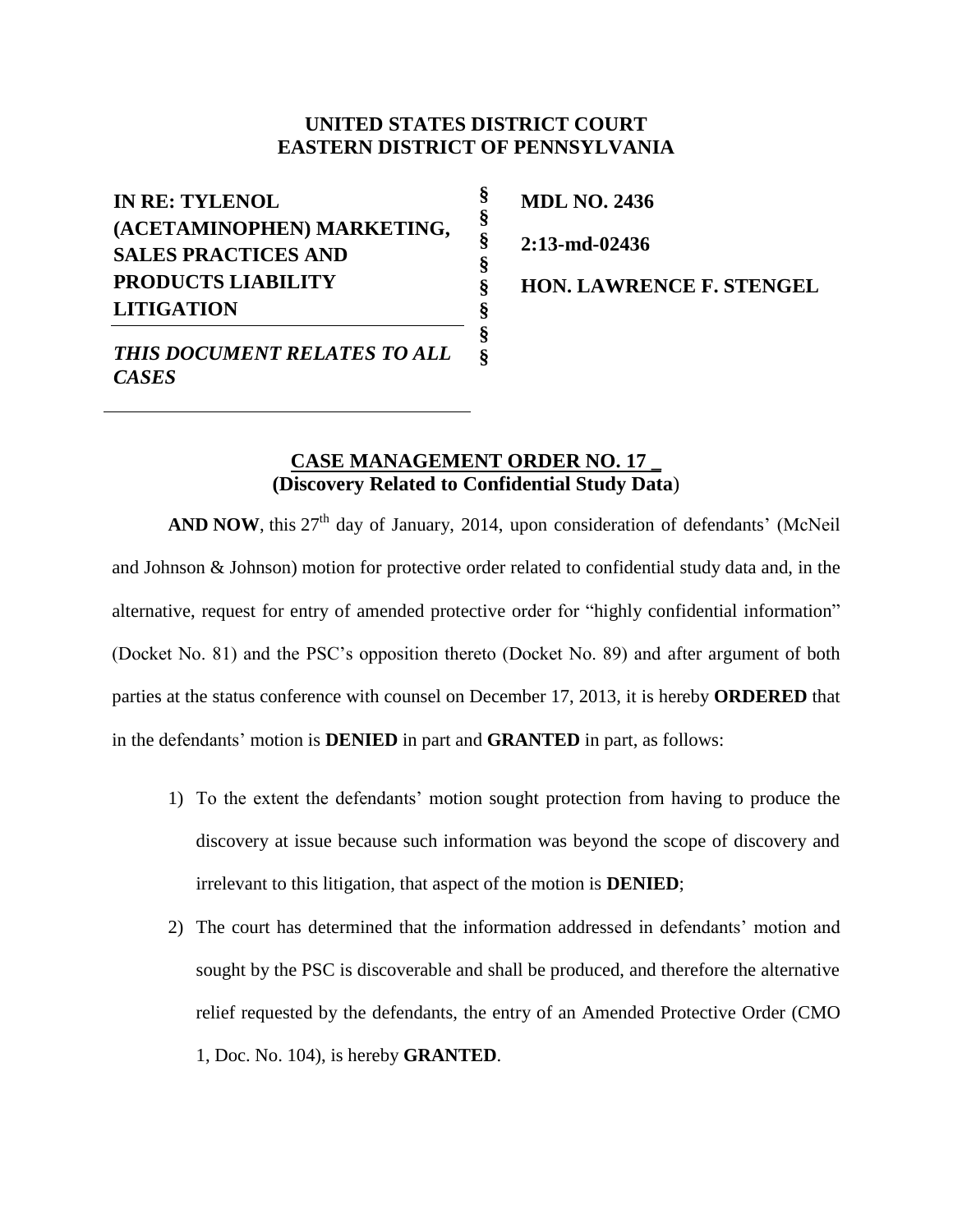**UNITED STATES DISTRICT COURT**
**EASTERN DISTRICT OF PENNSYLVANIA**

| | | |
|---|---|---|
| **IN RE: TYLENOL (ACETAMINOPHEN) MARKETING, SALES PRACTICES AND PRODUCTS LIABILITY LITIGATION** | § | **MDL NO. 2436** |
| | § | **2:13-md-02436** |
| ***THIS DOCUMENT RELATES TO ALL CASES*** | § | **HON. LAWRENCE F. STENGEL** |

**CASE MANAGEMENT ORDER NO. 17 _**
**(Discovery Related to Confidential Study Data)**

**AND NOW**, this 27th day of January, 2014, upon consideration of defendants' (McNeil and Johnson & Johnson) motion for protective order related to confidential study data and, in the alternative, request for entry of amended protective order for "highly confidential information" (Docket No. 81) and the PSC's opposition thereto (Docket No. 89) and after argument of both parties at the status conference with counsel on December 17, 2013, it is hereby **ORDERED** that in the defendants' motion is **DENIED** in part and **GRANTED** in part, as follows:

1) To the extent the defendants' motion sought protection from having to produce the discovery at issue because such information was beyond the scope of discovery and irrelevant to this litigation, that aspect of the motion is **DENIED**;

2) The court has determined that the information addressed in defendants' motion and sought by the PSC is discoverable and shall be produced, and therefore the alternative relief requested by the defendants, the entry of an Amended Protective Order (CMO 1, Doc. No. 104), is hereby **GRANTED**.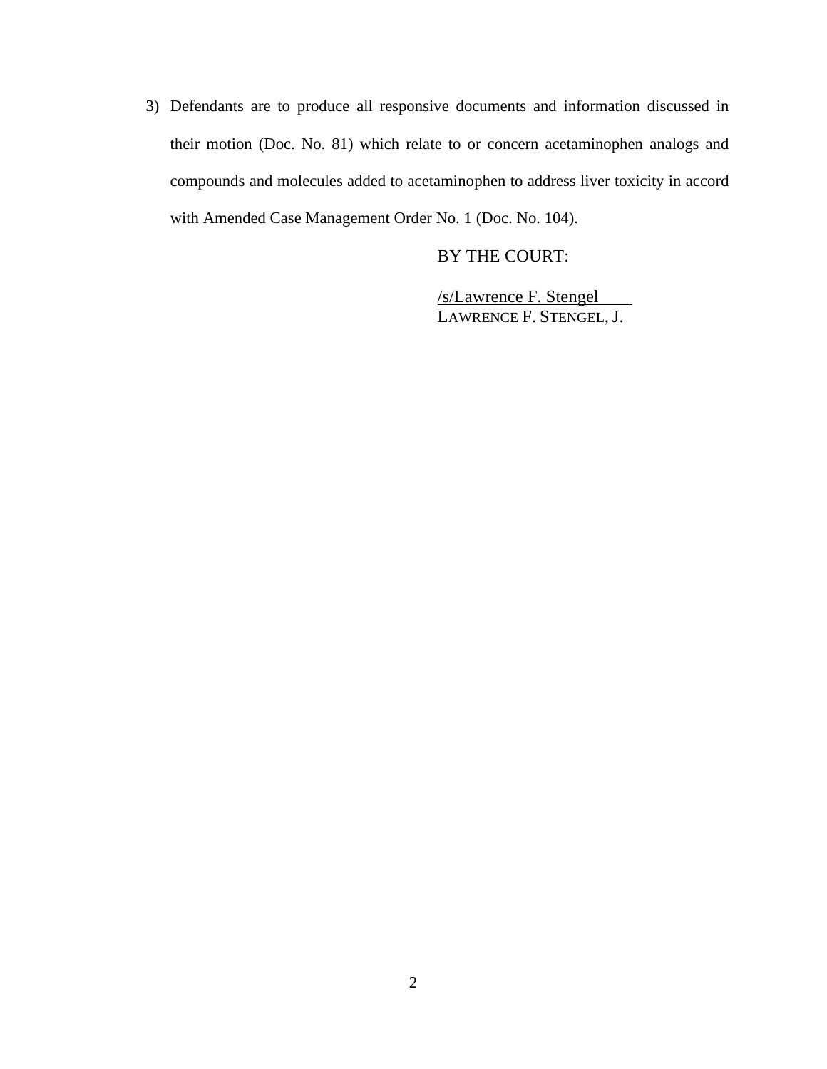3) Defendants are to produce all responsive documents and information discussed in their motion (Doc. No. 81) which relate to or concern acetaminophen analogs and compounds and molecules added to acetaminophen to address liver toxicity in accord with Amended Case Management Order No. 1 (Doc. No. 104).

BY THE COURT:

/s/Lawrence F. Stengel
LAWRENCE F. STENGEL, J.